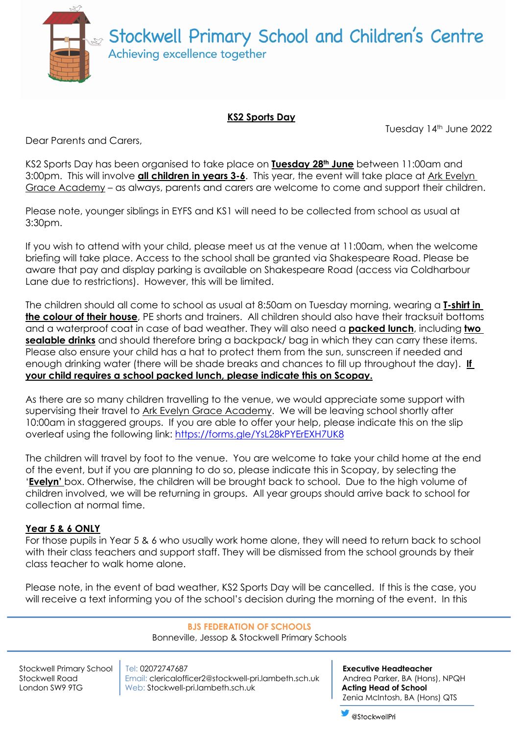# Stockwell Primary School and Children's Centre

Achieving excellence together

## KS2 Sports Day

Tuesday 14th June 2022

Dear Parents and Carers,

KS2 Sports Day has been organised to take place on **Tuesday 28th June** between 11:00am and 3:00pm. This will involve **all children in years 3-6**. This year, the event will take place at Ark Evelyn Grace Academy – as always, parents and carers are welcome to come and support their children.

Please note, younger siblings in EYFS and KS1 will need to be collected from school as usual at 3:30pm.

If you wish to attend with your child, please meet us at the venue at 11:00am, when the welcome briefing will take place. Access to the school shall be granted via Shakespeare Road. Please be aware that pay and display parking is available on Shakespeare Road (access via Coldharbour Lane due to restrictions). However, this will be limited.

The children should all come to school as usual at 8:50am on Tuesday morning, wearing a **T-shirt in the colour of their house**, PE shorts and trainers. All children should also have their tracksuit bottoms and a waterproof coat in case of bad weather. They will also need a **packed lunch**, including **two sealable drinks** and should therefore bring a backpack/ bag in which they can carry these items. Please also ensure your child has a hat to protect them from the sun, sunscreen if needed and enough drinking water (there will be shade breaks and chances to fill up throughout the day). **If your child requires a school packed lunch, please indicate this on Scopay.**

As there are so many children travelling to the venue, we would appreciate some support with supervising their travel to Ark Evelyn Grace Academy. We will be leaving school shortly after 10:00am in staggered groups. If you are able to offer your help, please indicate this on the slip overleaf using the following link: https://forms.gle/YsL28kPYErEXH7UK8

The children will travel by foot to the venue. You are welcome to take your child home at the end of the event, but if you are planning to do so, please indicate this in Scopay, by selecting the '**Evelyn'** box. Otherwise, the children will be brought back to school. Due to the high volume of children involved, we will be returning in groups. All year groups should arrive back to school for collection at normal time.

**Year 5 & 6 ONLY**

For those pupils in Year 5 & 6 who usually work home alone, they will need to return back to school with their class teachers and support staff. They will be dismissed from the school grounds by their class teacher to walk home alone.

Please note, in the event of bad weather, KS2 Sports Day will be cancelled. If this is the case, you will receive a text informing you of the school's decision during the morning of the event. In this

BJS FEDERATION OF SCHOOLS
Bonneville, Jessop & Stockwell Primary Schools

Stockwell Primary School
Stockwell Road
London SW9 9TG

Tel: 02072747687
Email: clericalofficer2@stockwell-pri.lambeth.sch.uk
Web: Stockwell-pri.lambeth.sch.uk

**Executive Headteacher**
Andrea Parker, BA (Hons), NPQH
**Acting Head of School**
Zenia McIntosh, BA (Hons) QTS

@StockwellPri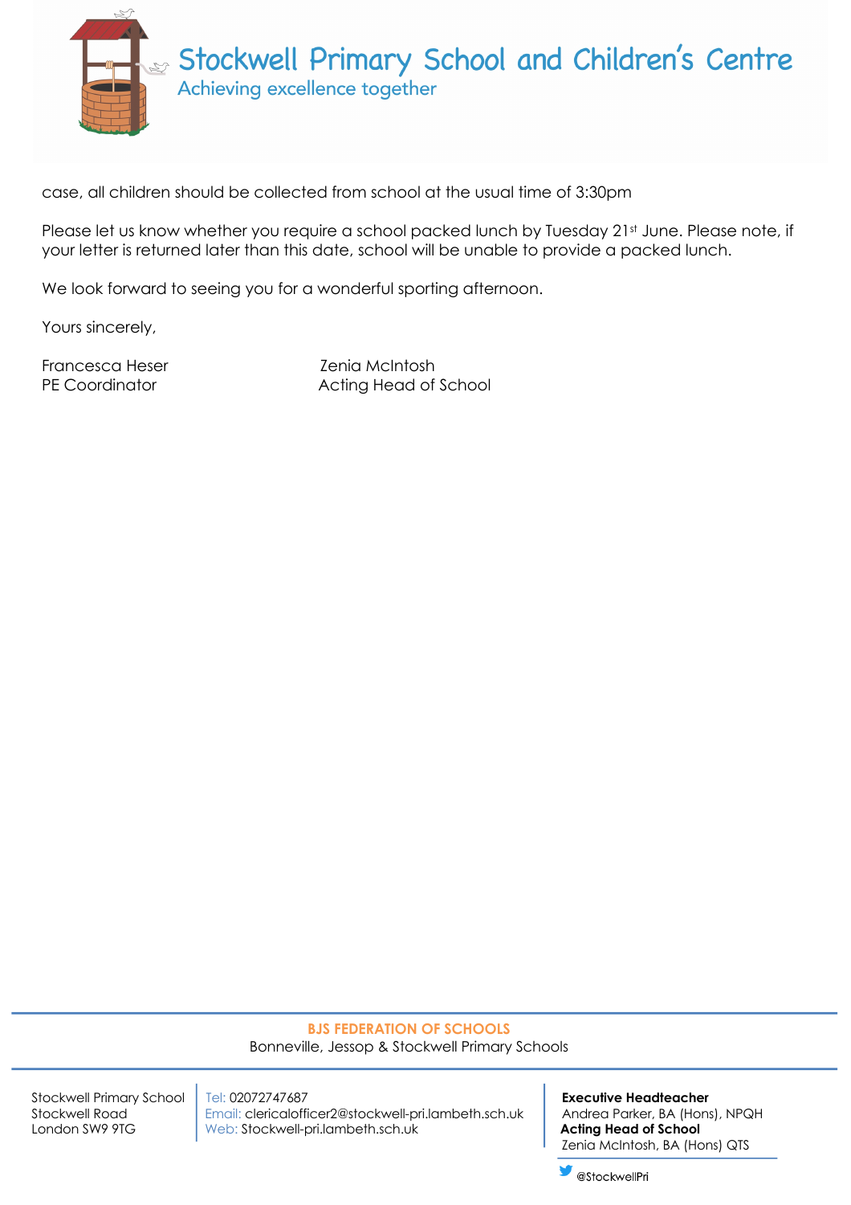case, all children should be collected from school at the usual time of 3:30pm

Please let us know whether you require a school packed lunch by Tuesday 21st June. Please note, if your letter is returned later than this date, school will be unable to provide a packed lunch.

We look forward to seeing you for a wonderful sporting afternoon.

Yours sincerely,

Francesca Heser
PE Coordinator

Zenia McIntosh
Acting Head of School